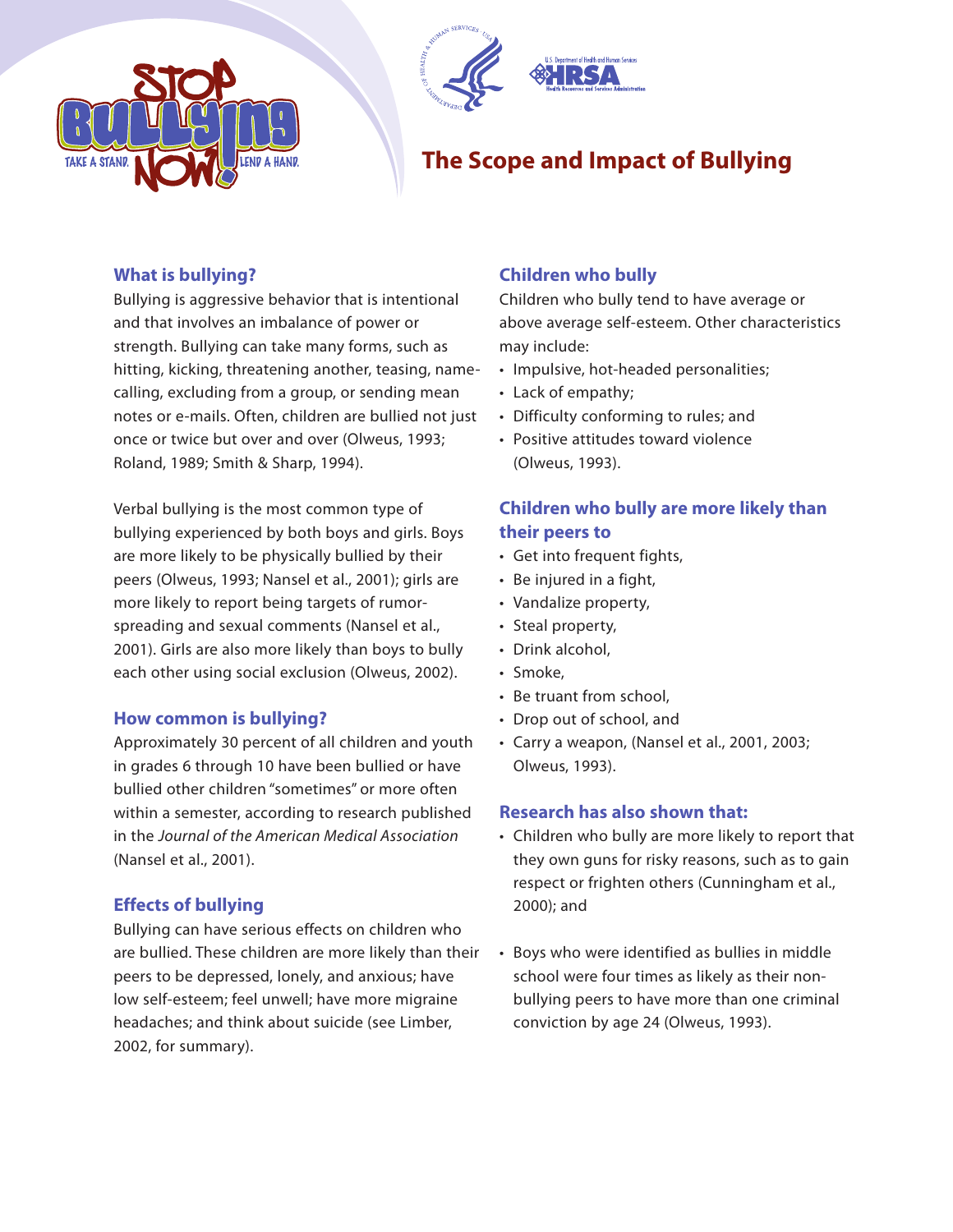# The Scope and Impact of Bullying

## What is bullying?

Bullying is aggressive behavior that is intentional and that involves an imbalance of power or strength. Bullying can take many forms, such as hitting, kicking, threatening another, teasing, name-calling, excluding from a group, or sending mean notes or e-mails. Often, children are bullied not just once or twice but over and over (Olweus, 1993; Roland, 1989; Smith & Sharp, 1994).

Verbal bullying is the most common type of bullying experienced by both boys and girls. Boys are more likely to be physically bullied by their peers (Olweus, 1993; Nansel et al., 2001); girls are more likely to report being targets of rumor-spreading and sexual comments (Nansel et al., 2001). Girls are also more likely than boys to bully each other using social exclusion (Olweus, 2002).

## How common is bullying?

Approximately 30 percent of all children and youth in grades 6 through 10 have been bullied or have bullied other children "sometimes" or more often within a semester, according to research published in the *Journal of the American Medical Association* (Nansel et al., 2001).

## Effects of bullying

Bullying can have serious effects on children who are bullied. These children are more likely than their peers to be depressed, lonely, and anxious; have low self-esteem; feel unwell; have more migraine headaches; and think about suicide (see Limber, 2002, for summary).

## Children who bully

Children who bully tend to have average or above average self-esteem. Other characteristics may include:

- Impulsive, hot-headed personalities;
- Lack of empathy;
- Difficulty conforming to rules; and
- Positive attitudes toward violence (Olweus, 1993).

## Children who bully are more likely than their peers to

- Get into frequent fights,
- Be injured in a fight,
- Vandalize property,
- Steal property,
- Drink alcohol,
- Smoke,
- Be truant from school,
- Drop out of school, and
- Carry a weapon, (Nansel et al., 2001, 2003; Olweus, 1993).

## Research has also shown that:

- Children who bully are more likely to report that they own guns for risky reasons, such as to gain respect or frighten others (Cunningham et al., 2000); and
- Boys who were identified as bullies in middle school were four times as likely as their non-bullying peers to have more than one criminal conviction by age 24 (Olweus, 1993).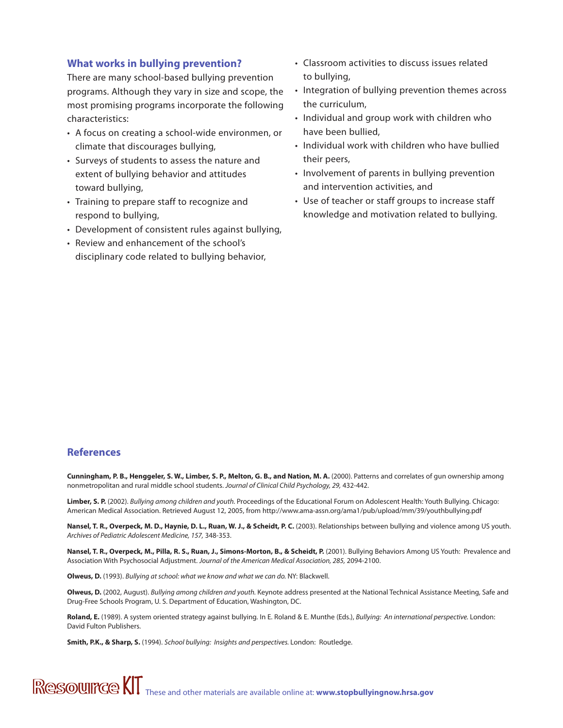## What works in bullying prevention?

There are many school-based bullying prevention programs. Although they vary in size and scope, the most promising programs incorporate the following characteristics:

- A focus on creating a school-wide environmen, or climate that discourages bullying,
- Surveys of students to assess the nature and extent of bullying behavior and attitudes toward bullying,
- Training to prepare staff to recognize and respond to bullying,
- Development of consistent rules against bullying,
- Review and enhancement of the school's disciplinary code related to bullying behavior,
- Classroom activities to discuss issues related to bullying,
- Integration of bullying prevention themes across the curriculum,
- Individual and group work with children who have been bullied,
- Individual work with children who have bullied their peers,
- Involvement of parents in bullying prevention and intervention activities, and
- Use of teacher or staff groups to increase staff knowledge and motivation related to bullying.

## References

**Cunningham, P. B., Henggeler, S. W., Limber, S. P., Melton, G. B., and Nation, M. A.** (2000). Patterns and correlates of gun ownership among nonmetropolitan and rural middle school students. *Journal of Clinical Child Psychology, 29,* 432-442.

**Limber, S. P.** (2002). *Bullying among children and youth.* Proceedings of the Educational Forum on Adolescent Health: Youth Bullying. Chicago: American Medical Association. Retrieved August 12, 2005, from http://www.ama-assn.org/ama1/pub/upload/mm/39/youthbullying.pdf

**Nansel, T. R., Overpeck, M. D., Haynie, D. L., Ruan, W. J., & Scheidt, P. C.** (2003). Relationships between bullying and violence among US youth. *Archives of Pediatric Adolescent Medicine, 157,* 348-353.

**Nansel, T. R., Overpeck, M., Pilla, R. S., Ruan, J., Simons-Morton, B., & Scheidt, P.** (2001). Bullying Behaviors Among US Youth: Prevalence and Association With Psychosocial Adjustment. *Journal of the American Medical Association, 285,* 2094-2100.

**Olweus, D.** (1993). *Bullying at school: what we know and what we can do.* NY: Blackwell.

**Olweus, D.** (2002, August). *Bullying among children and youth.* Keynote address presented at the National Technical Assistance Meeting, Safe and Drug-Free Schools Program, U. S. Department of Education, Washington, DC.

**Roland, E.** (1989). A system oriented strategy against bullying. In E. Roland & E. Munthe (Eds.), *Bullying: An international perspective.* London: David Fulton Publishers.

**Smith, P.K., & Sharp, S.** (1994). *School bullying: Insights and perspectives.* London: Routledge.

Resource KIT These and other materials are available online at: **www.stopbullyingnow.hrsa.gov**